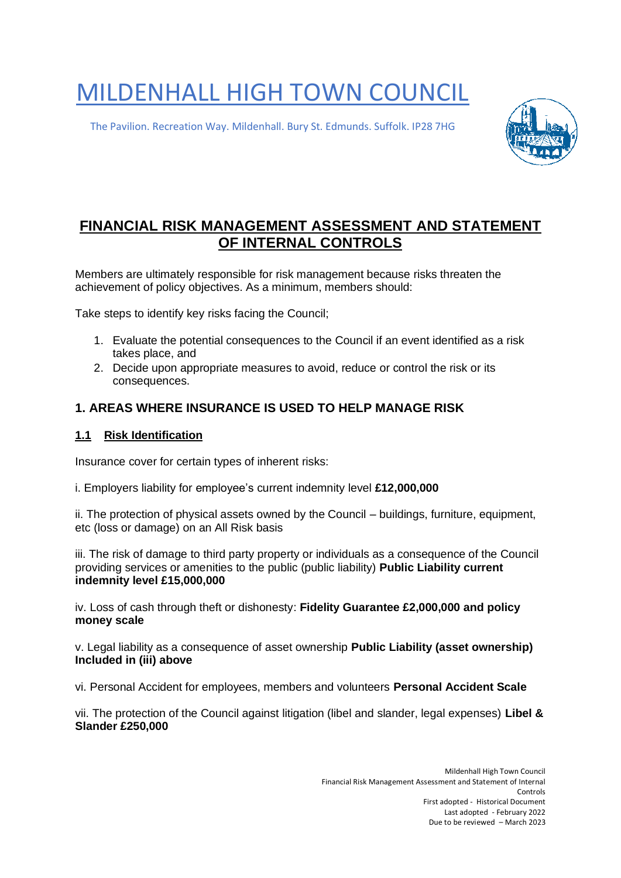# MILDENHALL HIGH TOWN COUNCIL

The Pavilion. Recreation Way. Mildenhall. Bury St. Edmunds. Suffolk. IP28 7HG

## FINANCIAL RISK MANAGEMENT ASSESSMENT AND STATEMENT OF INTERNAL CONTROLS

Members are ultimately responsible for risk management because risks threaten the achievement of policy objectives. As a minimum, members should:

Take steps to identify key risks facing the Council;

1. Evaluate the potential consequences to the Council if an event identified as a risk takes place, and
2. Decide upon appropriate measures to avoid, reduce or control the risk or its consequences.

### 1. AREAS WHERE INSURANCE IS USED TO HELP MANAGE RISK

#### 1.1 Risk Identification

Insurance cover for certain types of inherent risks:

i. Employers liability for employee's current indemnity level **£12,000,000**

ii. The protection of physical assets owned by the Council – buildings, furniture, equipment, etc (loss or damage) on an All Risk basis

iii. The risk of damage to third party property or individuals as a consequence of the Council providing services or amenities to the public (public liability) **Public Liability current indemnity level £15,000,000**

iv. Loss of cash through theft or dishonesty: **Fidelity Guarantee £2,000,000 and policy money scale**

v. Legal liability as a consequence of asset ownership **Public Liability (asset ownership) Included in (iii) above**

vi. Personal Accident for employees, members and volunteers **Personal Accident Scale**

vii. The protection of the Council against litigation (libel and slander, legal expenses) **Libel & Slander £250,000**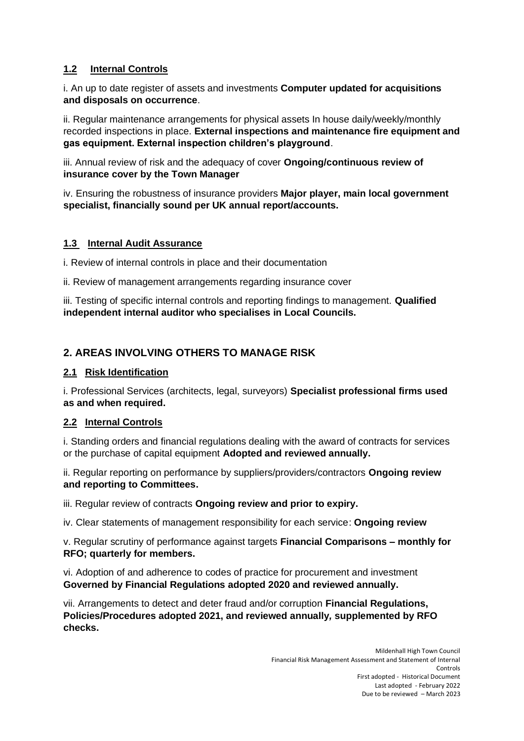### 1.2 Internal Controls

i. An up to date register of assets and investments **Computer updated for acquisitions and disposals on occurrence**.

ii. Regular maintenance arrangements for physical assets In house daily/weekly/monthly recorded inspections in place. **External inspections and maintenance fire equipment and gas equipment. External inspection children's playground**.

iii. Annual review of risk and the adequacy of cover **Ongoing/continuous review of insurance cover by the Town Manager**

iv. Ensuring the robustness of insurance providers **Major player, main local government specialist, financially sound per UK annual report/accounts.**

### 1.3 Internal Audit Assurance

i. Review of internal controls in place and their documentation

ii. Review of management arrangements regarding insurance cover

iii. Testing of specific internal controls and reporting findings to management. **Qualified independent internal auditor who specialises in Local Councils.**

## 2. AREAS INVOLVING OTHERS TO MANAGE RISK

### 2.1 Risk Identification

i. Professional Services (architects, legal, surveyors) **Specialist professional firms used as and when required.**

### 2.2 Internal Controls

i. Standing orders and financial regulations dealing with the award of contracts for services or the purchase of capital equipment **Adopted and reviewed annually.**

ii. Regular reporting on performance by suppliers/providers/contractors **Ongoing review and reporting to Committees.**

iii. Regular review of contracts **Ongoing review and prior to expiry.**

iv. Clear statements of management responsibility for each service: **Ongoing review**

v. Regular scrutiny of performance against targets **Financial Comparisons – monthly for RFO; quarterly for members.**

vi. Adoption of and adherence to codes of practice for procurement and investment **Governed by Financial Regulations adopted 2020 and reviewed annually.**

vii. Arrangements to detect and deter fraud and/or corruption **Financial Regulations, Policies/Procedures adopted 2021, and reviewed annually, supplemented by RFO checks.**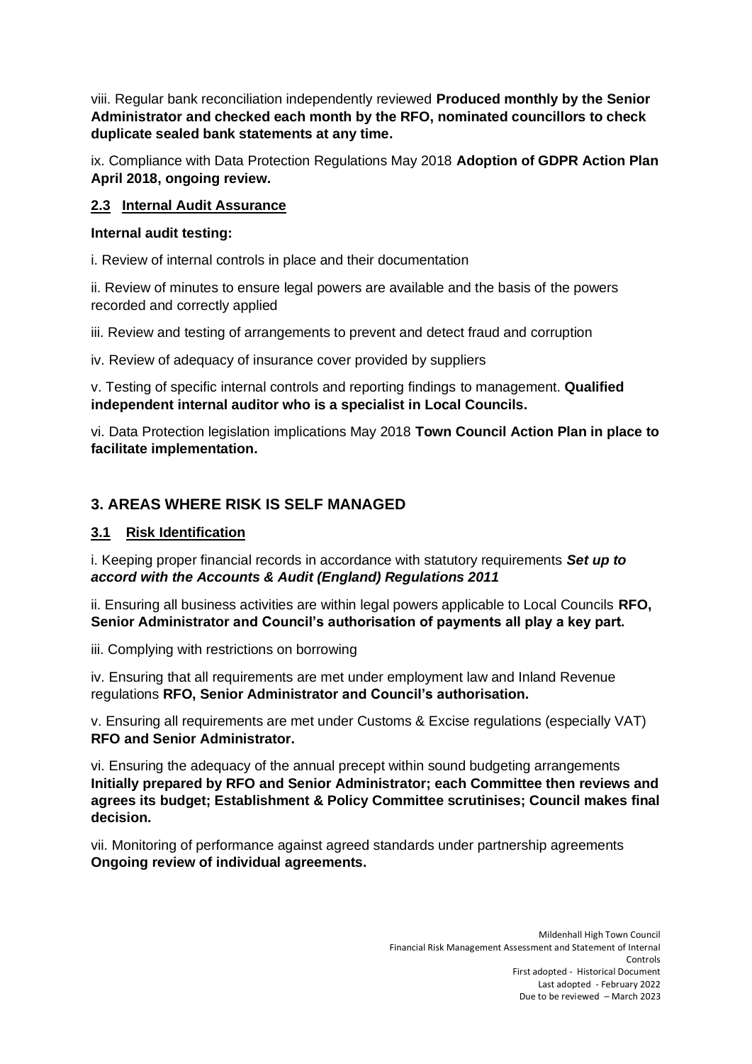viii. Regular bank reconciliation independently reviewed **Produced monthly by the Senior Administrator and checked each month by the RFO, nominated councillors to check duplicate sealed bank statements at any time.**

ix. Compliance with Data Protection Regulations May 2018 **Adoption of GDPR Action Plan April 2018, ongoing review.**

### 2.3 Internal Audit Assurance

**Internal audit testing:**

i. Review of internal controls in place and their documentation

ii. Review of minutes to ensure legal powers are available and the basis of the powers recorded and correctly applied

iii. Review and testing of arrangements to prevent and detect fraud and corruption

iv. Review of adequacy of insurance cover provided by suppliers

v. Testing of specific internal controls and reporting findings to management. **Qualified independent internal auditor who is a specialist in Local Councils.**

vi. Data Protection legislation implications May 2018 **Town Council Action Plan in place to facilitate implementation.**

## 3. AREAS WHERE RISK IS SELF MANAGED

### 3.1 Risk Identification

i. Keeping proper financial records in accordance with statutory requirements ***Set up to accord with the Accounts & Audit (England) Regulations 2011***

ii. Ensuring all business activities are within legal powers applicable to Local Councils **RFO, Senior Administrator and Council's authorisation of payments all play a key part.**

iii. Complying with restrictions on borrowing

iv. Ensuring that all requirements are met under employment law and Inland Revenue regulations **RFO, Senior Administrator and Council's authorisation.**

v. Ensuring all requirements are met under Customs & Excise regulations (especially VAT) **RFO and Senior Administrator.**

vi. Ensuring the adequacy of the annual precept within sound budgeting arrangements **Initially prepared by RFO and Senior Administrator; each Committee then reviews and agrees its budget; Establishment & Policy Committee scrutinises; Council makes final decision.**

vii. Monitoring of performance against agreed standards under partnership agreements **Ongoing review of individual agreements.**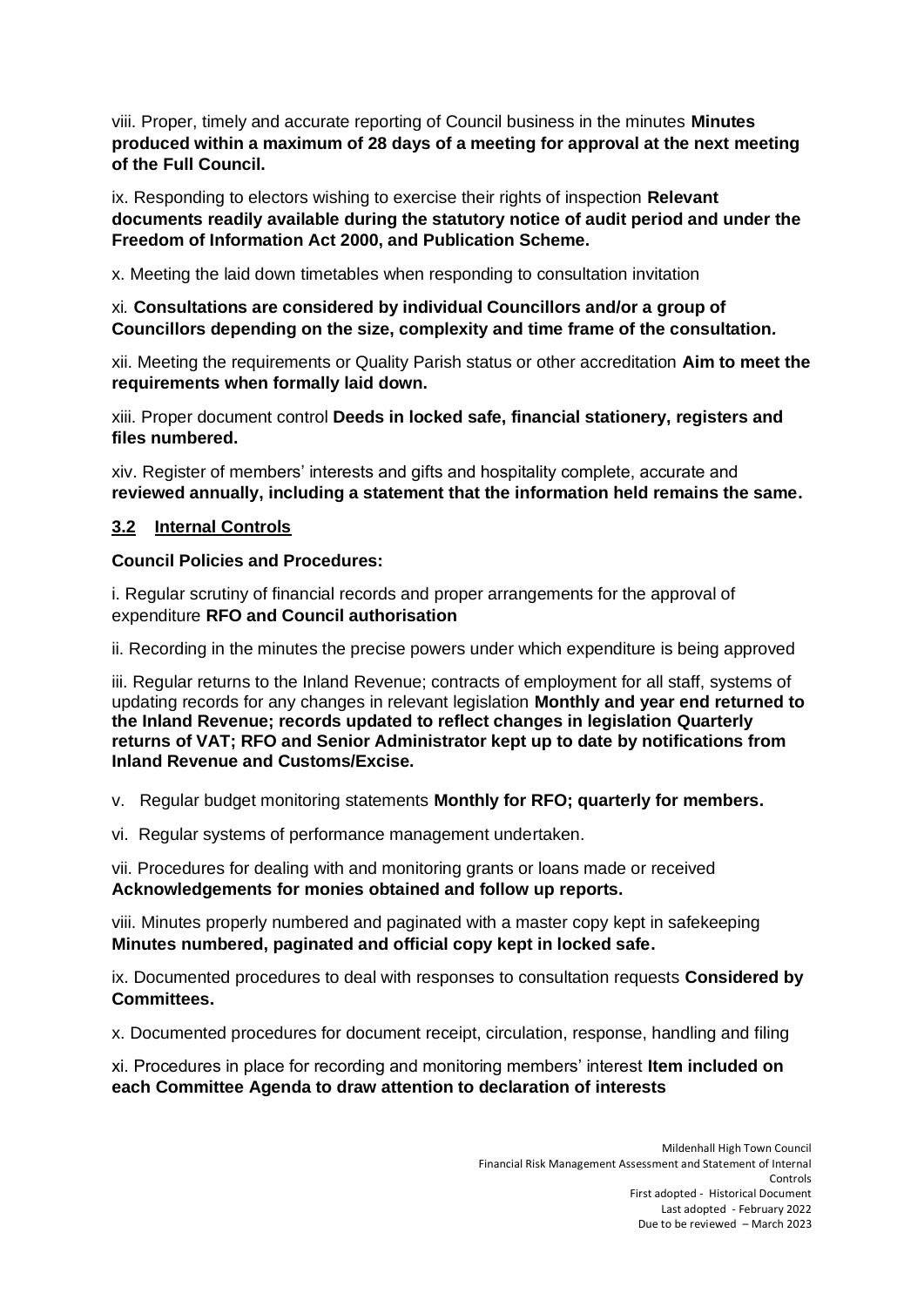viii. Proper, timely and accurate reporting of Council business in the minutes **Minutes produced within a maximum of 28 days of a meeting for approval at the next meeting of the Full Council.**

ix. Responding to electors wishing to exercise their rights of inspection **Relevant documents readily available during the statutory notice of audit period and under the Freedom of Information Act 2000, and Publication Scheme.**

x. Meeting the laid down timetables when responding to consultation invitation

xi. **Consultations are considered by individual Councillors and/or a group of Councillors depending on the size, complexity and time frame of the consultation.**

xii. Meeting the requirements or Quality Parish status or other accreditation **Aim to meet the requirements when formally laid down.**

xiii. Proper document control **Deeds in locked safe, financial stationery, registers and files numbered.**

xiv. Register of members' interests and gifts and hospitality complete, accurate and **reviewed annually, including a statement that the information held remains the same.**

## 3.2 Internal Controls

**Council Policies and Procedures:**

i. Regular scrutiny of financial records and proper arrangements for the approval of expenditure **RFO and Council authorisation**

ii. Recording in the minutes the precise powers under which expenditure is being approved

iii. Regular returns to the Inland Revenue; contracts of employment for all staff, systems of updating records for any changes in relevant legislation **Monthly and year end returned to the Inland Revenue; records updated to reflect changes in legislation Quarterly returns of VAT; RFO and Senior Administrator kept up to date by notifications from Inland Revenue and Customs/Excise.**

v. Regular budget monitoring statements **Monthly for RFO; quarterly for members.**

vi. Regular systems of performance management undertaken.

vii. Procedures for dealing with and monitoring grants or loans made or received **Acknowledgements for monies obtained and follow up reports.**

viii. Minutes properly numbered and paginated with a master copy kept in safekeeping **Minutes numbered, paginated and official copy kept in locked safe.**

ix. Documented procedures to deal with responses to consultation requests **Considered by Committees.**

x. Documented procedures for document receipt, circulation, response, handling and filing

xi. Procedures in place for recording and monitoring members' interest **Item included on each Committee Agenda to draw attention to declaration of interests**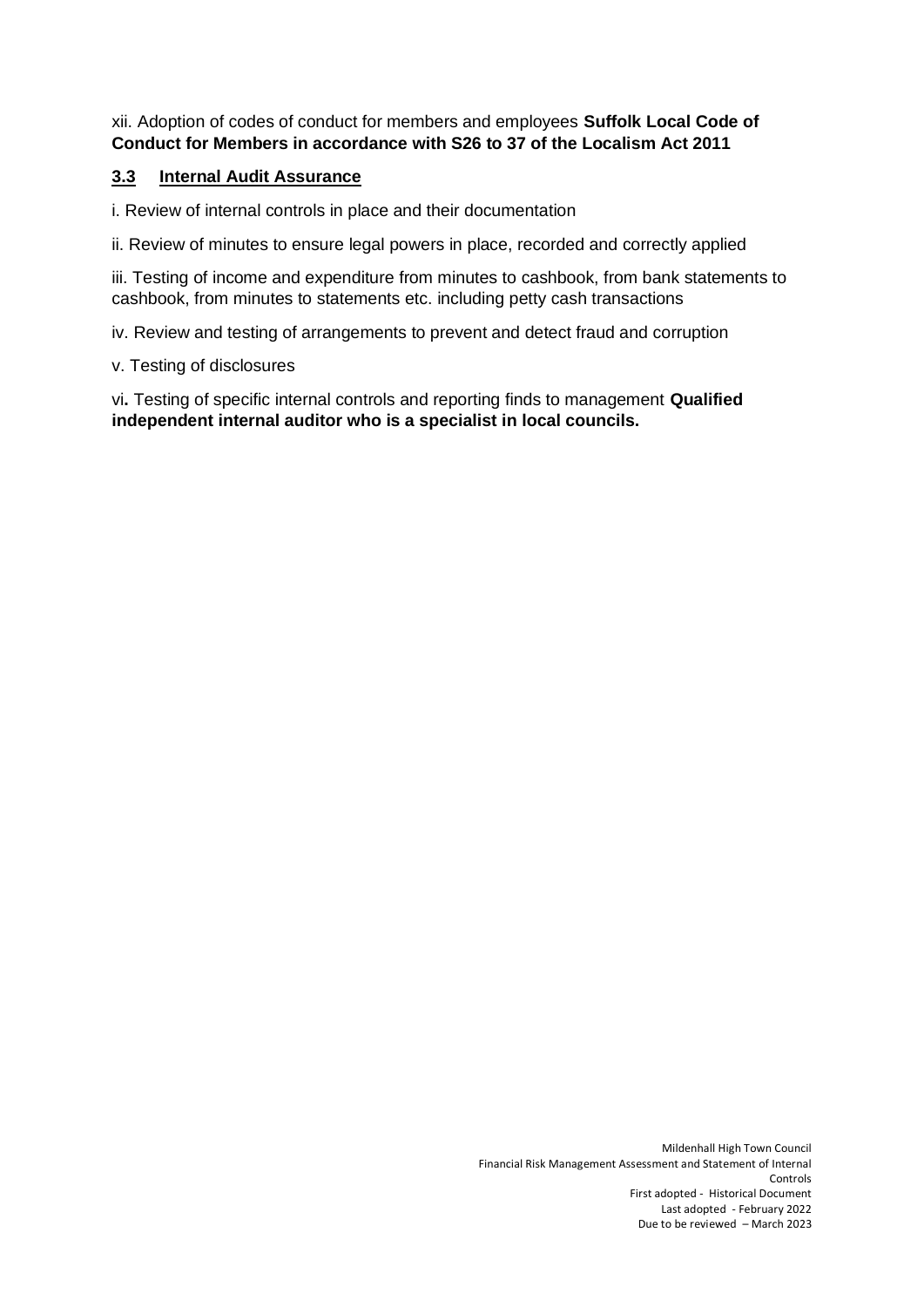xii. Adoption of codes of conduct for members and employees **Suffolk Local Code of Conduct for Members in accordance with S26 to 37 of the Localism Act 2011**

## 3.3 Internal Audit Assurance

i. Review of internal controls in place and their documentation

ii. Review of minutes to ensure legal powers in place, recorded and correctly applied

iii. Testing of income and expenditure from minutes to cashbook, from bank statements to cashbook, from minutes to statements etc. including petty cash transactions

iv. Review and testing of arrangements to prevent and detect fraud and corruption

v. Testing of disclosures

vi**.** Testing of specific internal controls and reporting finds to management **Qualified independent internal auditor who is a specialist in local councils.**